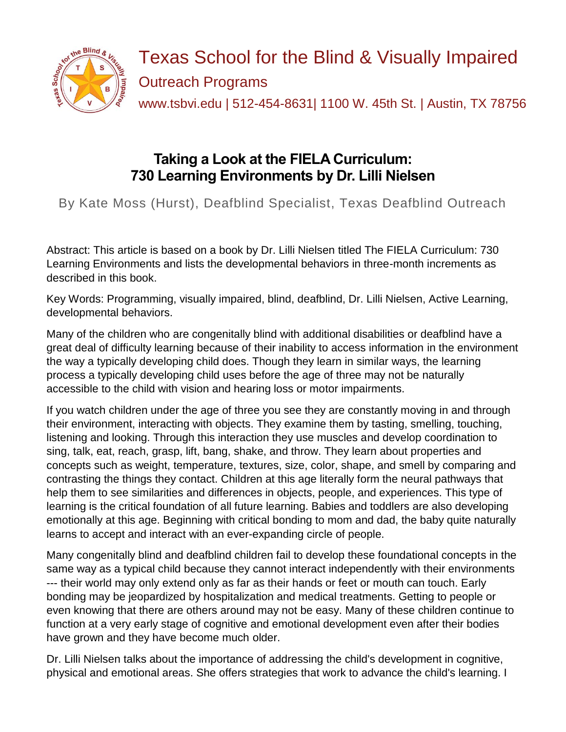Texas School for the Blind & Visually Impaired

Outreach Programs

www.tsbvi.edu | 512-454-8631| 1100 W. 45th St. | Austin, TX 78756

# Taking a Look at the FIELA Curriculum: 730 Learning Environments by Dr. Lilli Nielsen

By Kate Moss (Hurst), Deafblind Specialist, Texas Deafblind Outreach

Abstract: This article is based on a book by Dr. Lilli Nielsen titled The FIELA Curriculum: 730 Learning Environments and lists the developmental behaviors in three-month increments as described in this book.

Key Words: Programming, visually impaired, blind, deafblind, Dr. Lilli Nielsen, Active Learning, developmental behaviors.

Many of the children who are congenitally blind with additional disabilities or deafblind have a great deal of difficulty learning because of their inability to access information in the environment the way a typically developing child does. Though they learn in similar ways, the learning process a typically developing child uses before the age of three may not be naturally accessible to the child with vision and hearing loss or motor impairments.

If you watch children under the age of three you see they are constantly moving in and through their environment, interacting with objects. They examine them by tasting, smelling, touching, listening and looking. Through this interaction they use muscles and develop coordination to sing, talk, eat, reach, grasp, lift, bang, shake, and throw. They learn about properties and concepts such as weight, temperature, textures, size, color, shape, and smell by comparing and contrasting the things they contact. Children at this age literally form the neural pathways that help them to see similarities and differences in objects, people, and experiences. This type of learning is the critical foundation of all future learning. Babies and toddlers are also developing emotionally at this age. Beginning with critical bonding to mom and dad, the baby quite naturally learns to accept and interact with an ever-expanding circle of people.

Many congenitally blind and deafblind children fail to develop these foundational concepts in the same way as a typical child because they cannot interact independently with their environments --- their world may only extend only as far as their hands or feet or mouth can touch. Early bonding may be jeopardized by hospitalization and medical treatments. Getting to people or even knowing that there are others around may not be easy. Many of these children continue to function at a very early stage of cognitive and emotional development even after their bodies have grown and they have become much older.

Dr. Lilli Nielsen talks about the importance of addressing the child's development in cognitive, physical and emotional areas. She offers strategies that work to advance the child's learning. I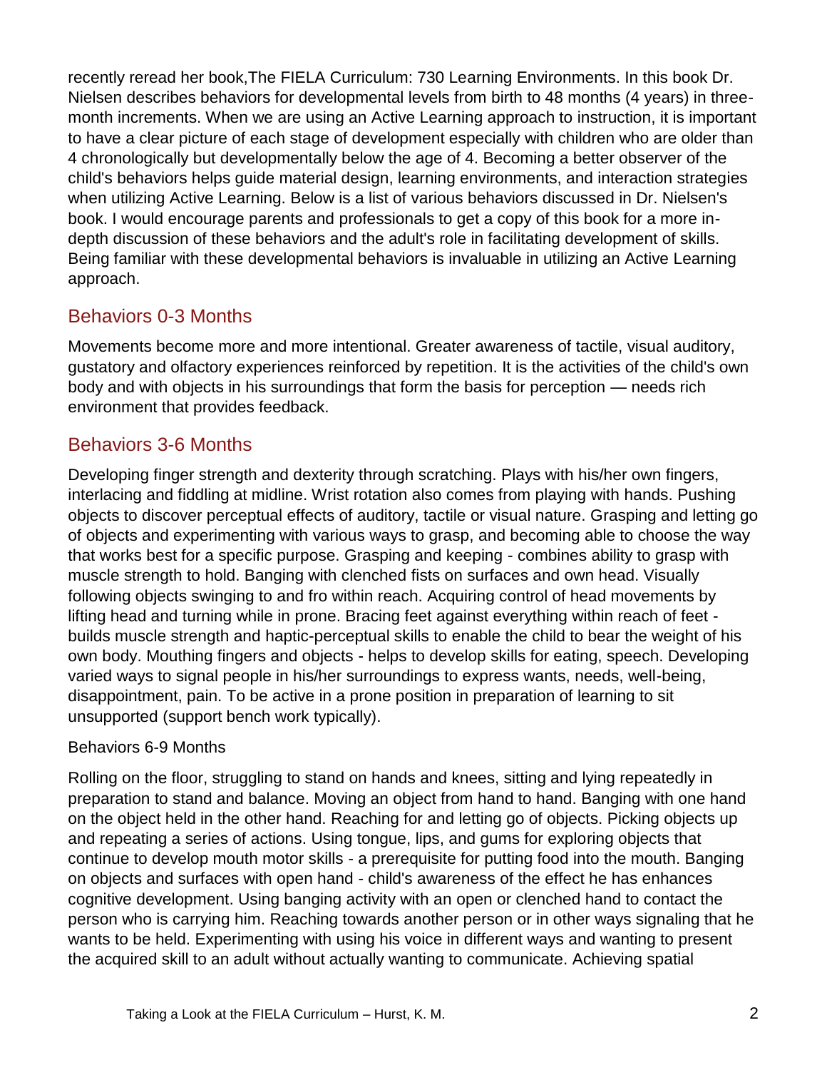recently reread her book,The FIELA Curriculum: 730 Learning Environments. In this book Dr. Nielsen describes behaviors for developmental levels from birth to 48 months (4 years) in three-month increments. When we are using an Active Learning approach to instruction, it is important to have a clear picture of each stage of development especially with children who are older than 4 chronologically but developmentally below the age of 4. Becoming a better observer of the child's behaviors helps guide material design, learning environments, and interaction strategies when utilizing Active Learning. Below is a list of various behaviors discussed in Dr. Nielsen's book. I would encourage parents and professionals to get a copy of this book for a more in-depth discussion of these behaviors and the adult's role in facilitating development of skills. Being familiar with these developmental behaviors is invaluable in utilizing an Active Learning approach.

## Behaviors 0-3 Months

Movements become more and more intentional. Greater awareness of tactile, visual auditory, gustatory and olfactory experiences reinforced by repetition. It is the activities of the child's own body and with objects in his surroundings that form the basis for perception — needs rich environment that provides feedback.

## Behaviors 3-6 Months

Developing finger strength and dexterity through scratching. Plays with his/her own fingers, interlacing and fiddling at midline. Wrist rotation also comes from playing with hands. Pushing objects to discover perceptual effects of auditory, tactile or visual nature. Grasping and letting go of objects and experimenting with various ways to grasp, and becoming able to choose the way that works best for a specific purpose. Grasping and keeping - combines ability to grasp with muscle strength to hold. Banging with clenched fists on surfaces and own head. Visually following objects swinging to and fro within reach. Acquiring control of head movements by lifting head and turning while in prone. Bracing feet against everything within reach of feet - builds muscle strength and haptic-perceptual skills to enable the child to bear the weight of his own body. Mouthing fingers and objects - helps to develop skills for eating, speech. Developing varied ways to signal people in his/her surroundings to express wants, needs, well-being, disappointment, pain. To be active in a prone position in preparation of learning to sit unsupported (support bench work typically).

Behaviors 6-9 Months

Rolling on the floor, struggling to stand on hands and knees, sitting and lying repeatedly in preparation to stand and balance. Moving an object from hand to hand. Banging with one hand on the object held in the other hand. Reaching for and letting go of objects. Picking objects up and repeating a series of actions. Using tongue, lips, and gums for exploring objects that continue to develop mouth motor skills - a prerequisite for putting food into the mouth. Banging on objects and surfaces with open hand - child's awareness of the effect he has enhances cognitive development. Using banging activity with an open or clenched hand to contact the person who is carrying him. Reaching towards another person or in other ways signaling that he wants to be held. Experimenting with using his voice in different ways and wanting to present the acquired skill to an adult without actually wanting to communicate. Achieving spatial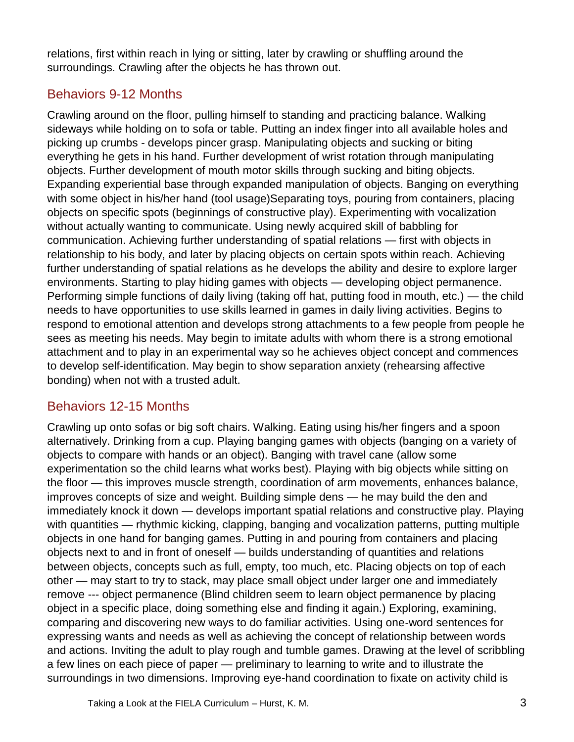relations, first within reach in lying or sitting, later by crawling or shuffling around the surroundings. Crawling after the objects he has thrown out.

## Behaviors 9-12 Months

Crawling around on the floor, pulling himself to standing and practicing balance. Walking sideways while holding on to sofa or table. Putting an index finger into all available holes and picking up crumbs - develops pincer grasp. Manipulating objects and sucking or biting everything he gets in his hand. Further development of wrist rotation through manipulating objects. Further development of mouth motor skills through sucking and biting objects. Expanding experiential base through expanded manipulation of objects. Banging on everything with some object in his/her hand (tool usage)Separating toys, pouring from containers, placing objects on specific spots (beginnings of constructive play). Experimenting with vocalization without actually wanting to communicate. Using newly acquired skill of babbling for communication. Achieving further understanding of spatial relations — first with objects in relationship to his body, and later by placing objects on certain spots within reach. Achieving further understanding of spatial relations as he develops the ability and desire to explore larger environments. Starting to play hiding games with objects — developing object permanence. Performing simple functions of daily living (taking off hat, putting food in mouth, etc.) — the child needs to have opportunities to use skills learned in games in daily living activities. Begins to respond to emotional attention and develops strong attachments to a few people from people he sees as meeting his needs. May begin to imitate adults with whom there is a strong emotional attachment and to play in an experimental way so he achieves object concept and commences to develop self-identification. May begin to show separation anxiety (rehearsing affective bonding) when not with a trusted adult.

## Behaviors 12-15 Months

Crawling up onto sofas or big soft chairs. Walking. Eating using his/her fingers and a spoon alternatively. Drinking from a cup. Playing banging games with objects (banging on a variety of objects to compare with hands or an object). Banging with travel cane (allow some experimentation so the child learns what works best). Playing with big objects while sitting on the floor — this improves muscle strength, coordination of arm movements, enhances balance, improves concepts of size and weight. Building simple dens — he may build the den and immediately knock it down — develops important spatial relations and constructive play. Playing with quantities — rhythmic kicking, clapping, banging and vocalization patterns, putting multiple objects in one hand for banging games. Putting in and pouring from containers and placing objects next to and in front of oneself — builds understanding of quantities and relations between objects, concepts such as full, empty, too much, etc. Placing objects on top of each other — may start to try to stack, may place small object under larger one and immediately remove --- object permanence (Blind children seem to learn object permanence by placing object in a specific place, doing something else and finding it again.) Exploring, examining, comparing and discovering new ways to do familiar activities. Using one-word sentences for expressing wants and needs as well as achieving the concept of relationship between words and actions. Inviting the adult to play rough and tumble games. Drawing at the level of scribbling a few lines on each piece of paper — preliminary to learning to write and to illustrate the surroundings in two dimensions. Improving eye-hand coordination to fixate on activity child is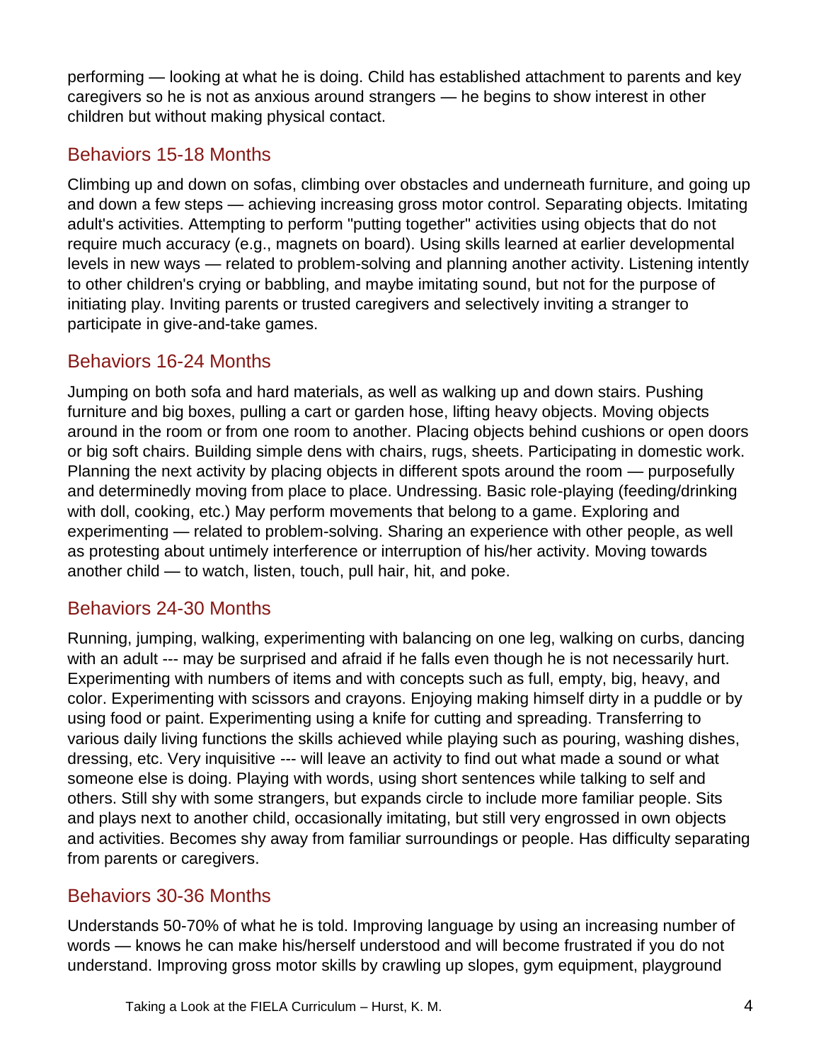performing — looking at what he is doing. Child has established attachment to parents and key caregivers so he is not as anxious around strangers — he begins to show interest in other children but without making physical contact.

## Behaviors 15-18 Months

Climbing up and down on sofas, climbing over obstacles and underneath furniture, and going up and down a few steps — achieving increasing gross motor control. Separating objects. Imitating adult's activities. Attempting to perform "putting together" activities using objects that do not require much accuracy (e.g., magnets on board). Using skills learned at earlier developmental levels in new ways — related to problem-solving and planning another activity. Listening intently to other children's crying or babbling, and maybe imitating sound, but not for the purpose of initiating play. Inviting parents or trusted caregivers and selectively inviting a stranger to participate in give-and-take games.

## Behaviors 16-24 Months

Jumping on both sofa and hard materials, as well as walking up and down stairs. Pushing furniture and big boxes, pulling a cart or garden hose, lifting heavy objects. Moving objects around in the room or from one room to another. Placing objects behind cushions or open doors or big soft chairs. Building simple dens with chairs, rugs, sheets. Participating in domestic work. Planning the next activity by placing objects in different spots around the room — purposefully and determinedly moving from place to place. Undressing. Basic role-playing (feeding/drinking with doll, cooking, etc.) May perform movements that belong to a game. Exploring and experimenting — related to problem-solving. Sharing an experience with other people, as well as protesting about untimely interference or interruption of his/her activity. Moving towards another child — to watch, listen, touch, pull hair, hit, and poke.

## Behaviors 24-30 Months

Running, jumping, walking, experimenting with balancing on one leg, walking on curbs, dancing with an adult --- may be surprised and afraid if he falls even though he is not necessarily hurt. Experimenting with numbers of items and with concepts such as full, empty, big, heavy, and color. Experimenting with scissors and crayons. Enjoying making himself dirty in a puddle or by using food or paint. Experimenting using a knife for cutting and spreading. Transferring to various daily living functions the skills achieved while playing such as pouring, washing dishes, dressing, etc. Very inquisitive --- will leave an activity to find out what made a sound or what someone else is doing. Playing with words, using short sentences while talking to self and others. Still shy with some strangers, but expands circle to include more familiar people. Sits and plays next to another child, occasionally imitating, but still very engrossed in own objects and activities. Becomes shy away from familiar surroundings or people. Has difficulty separating from parents or caregivers.

## Behaviors 30-36 Months

Understands 50-70% of what he is told. Improving language by using an increasing number of words — knows he can make his/herself understood and will become frustrated if you do not understand. Improving gross motor skills by crawling up slopes, gym equipment, playground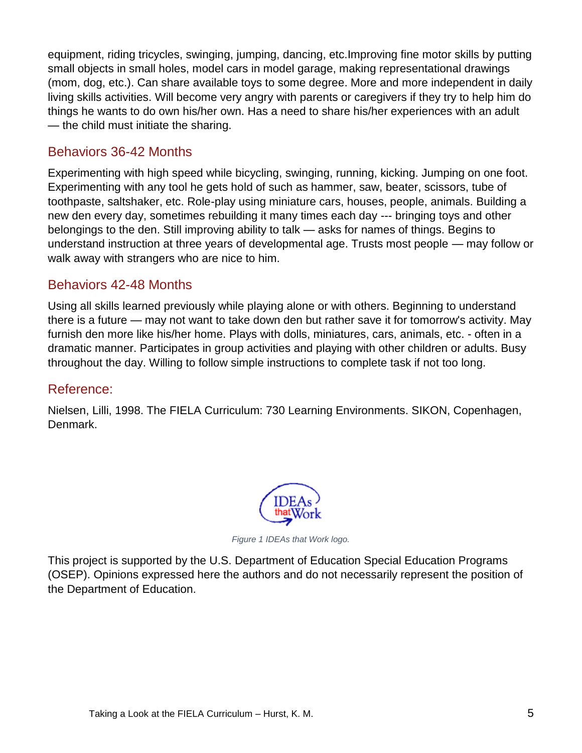equipment, riding tricycles, swinging, jumping, dancing, etc.Improving fine motor skills by putting small objects in small holes, model cars in model garage, making representational drawings (mom, dog, etc.). Can share available toys to some degree. More and more independent in daily living skills activities. Will become very angry with parents or caregivers if they try to help him do things he wants to do own his/her own. Has a need to share his/her experiences with an adult — the child must initiate the sharing.

## Behaviors 36-42 Months

Experimenting with high speed while bicycling, swinging, running, kicking. Jumping on one foot. Experimenting with any tool he gets hold of such as hammer, saw, beater, scissors, tube of toothpaste, saltshaker, etc. Role-play using miniature cars, houses, people, animals. Building a new den every day, sometimes rebuilding it many times each day --- bringing toys and other belongings to the den. Still improving ability to talk — asks for names of things. Begins to understand instruction at three years of developmental age. Trusts most people — may follow or walk away with strangers who are nice to him.

## Behaviors 42-48 Months

Using all skills learned previously while playing alone or with others. Beginning to understand there is a future — may not want to take down den but rather save it for tomorrow's activity. May furnish den more like his/her home. Plays with dolls, miniatures, cars, animals, etc. - often in a dramatic manner. Participates in group activities and playing with other children or adults. Busy throughout the day. Willing to follow simple instructions to complete task if not too long.

## Reference:

Nielsen, Lilli, 1998. The FIELA Curriculum: 730 Learning Environments. SIKON, Copenhagen, Denmark.

*Figure 1 IDEAs that Work logo.*

This project is supported by the U.S. Department of Education Special Education Programs (OSEP). Opinions expressed here the authors and do not necessarily represent the position of the Department of Education.